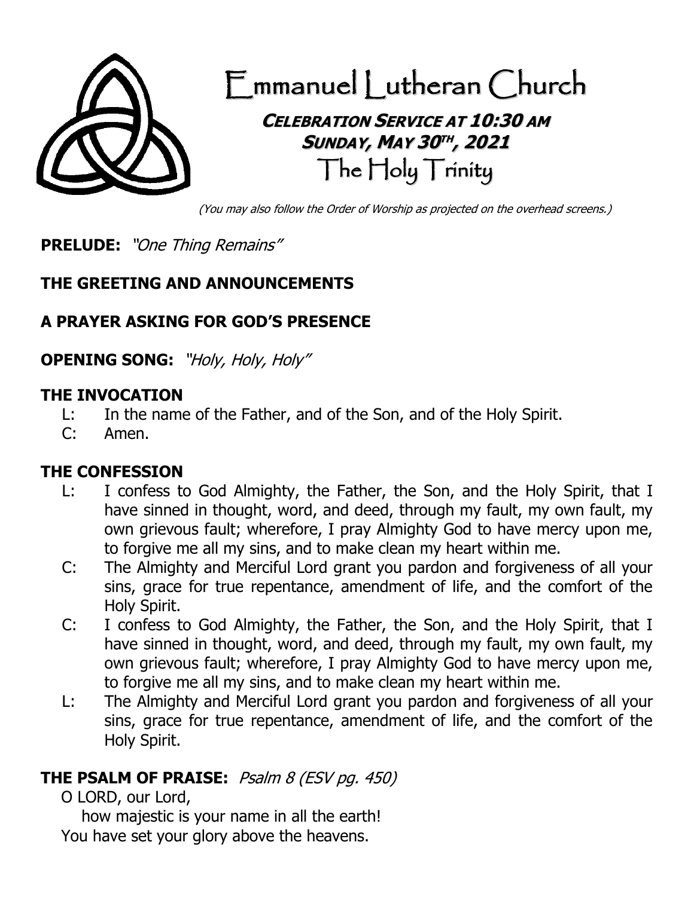# Emmanuel Lutheran Church

## Celebration Service at 10:30 AM
## Sunday, May 30th, 2021
## The Holy Trinity

*(You may also follow the Order of Worship as projected on the overhead screens.)*

**PRELUDE:** *"One Thing Remains"*

**THE GREETING AND ANNOUNCEMENTS**

**A PRAYER ASKING FOR GOD'S PRESENCE**

**OPENING SONG:** *"Holy, Holy, Holy"*

**THE INVOCATION**

L: In the name of the Father, and of the Son, and of the Holy Spirit.

C: Amen.

**THE CONFESSION**

L: I confess to God Almighty, the Father, the Son, and the Holy Spirit, that I have sinned in thought, word, and deed, through my fault, my own fault, my own grievous fault; wherefore, I pray Almighty God to have mercy upon me, to forgive me all my sins, and to make clean my heart within me.

C: The Almighty and Merciful Lord grant you pardon and forgiveness of all your sins, grace for true repentance, amendment of life, and the comfort of the Holy Spirit.

C: I confess to God Almighty, the Father, the Son, and the Holy Spirit, that I have sinned in thought, word, and deed, through my fault, my own fault, my own grievous fault; wherefore, I pray Almighty God to have mercy upon me, to forgive me all my sins, and to make clean my heart within me.

L: The Almighty and Merciful Lord grant you pardon and forgiveness of all your sins, grace for true repentance, amendment of life, and the comfort of the Holy Spirit.

**THE PSALM OF PRAISE:** *Psalm 8 (ESV pg. 450)*

O LORD, our Lord,
how majestic is your name in all the earth!
You have set your glory above the heavens.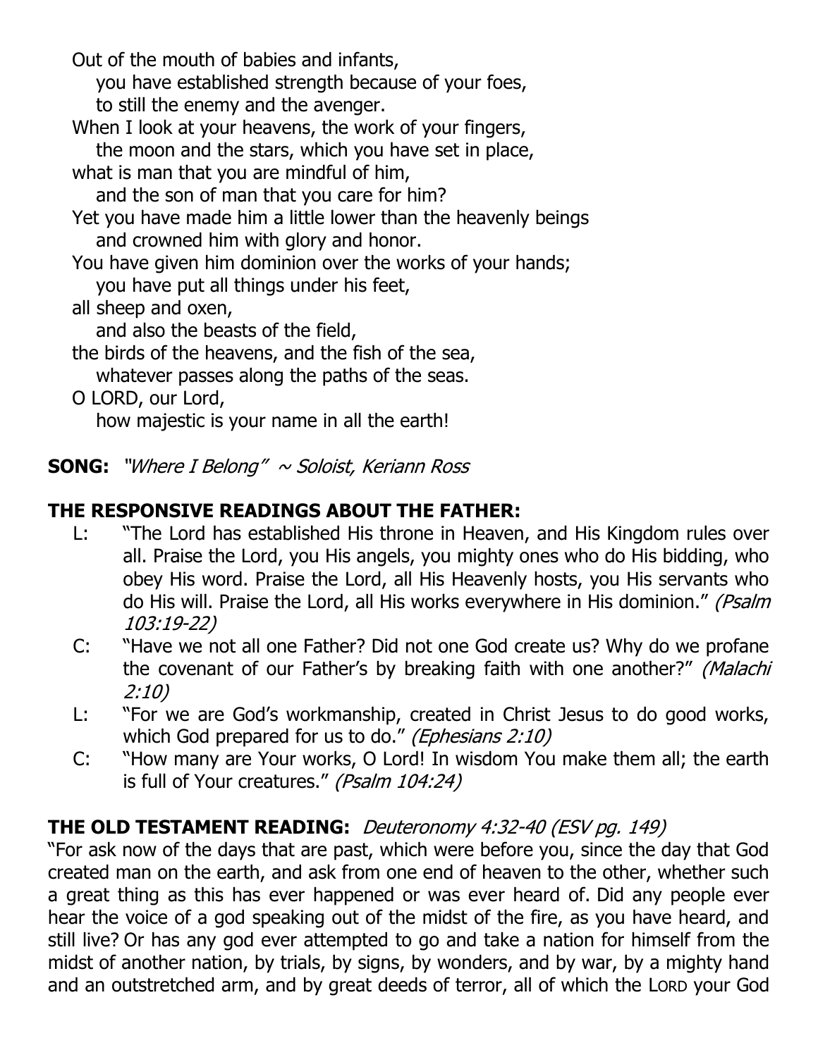Out of the mouth of babies and infants,
  you have established strength because of your foes,
  to still the enemy and the avenger.
When I look at your heavens, the work of your fingers,
  the moon and the stars, which you have set in place,
what is man that you are mindful of him,
  and the son of man that you care for him?
Yet you have made him a little lower than the heavenly beings
  and crowned him with glory and honor.
You have given him dominion over the works of your hands;
  you have put all things under his feet,
all sheep and oxen,
  and also the beasts of the field,
the birds of the heavens, and the fish of the sea,
  whatever passes along the paths of the seas.
O LORD, our Lord,
  how majestic is your name in all the earth!

**SONG:** *"Where I Belong" ~ Soloist, Keriann Ross*

**THE RESPONSIVE READINGS ABOUT THE FATHER:**

L: "The Lord has established His throne in Heaven, and His Kingdom rules over all. Praise the Lord, you His angels, you mighty ones who do His bidding, who obey His word. Praise the Lord, all His Heavenly hosts, you His servants who do His will. Praise the Lord, all His works everywhere in His dominion." *(Psalm 103:19-22)*

C: "Have we not all one Father? Did not one God create us? Why do we profane the covenant of our Father's by breaking faith with one another?" *(Malachi 2:10)*

L: "For we are God's workmanship, created in Christ Jesus to do good works, which God prepared for us to do." *(Ephesians 2:10)*

C: "How many are Your works, O Lord! In wisdom You make them all; the earth is full of Your creatures." *(Psalm 104:24)*

**THE OLD TESTAMENT READING:** *Deuteronomy 4:32-40 (ESV pg. 149)*

"For ask now of the days that are past, which were before you, since the day that God created man on the earth, and ask from one end of heaven to the other, whether such a great thing as this has ever happened or was ever heard of. Did any people ever hear the voice of a god speaking out of the midst of the fire, as you have heard, and still live? Or has any god ever attempted to go and take a nation for himself from the midst of another nation, by trials, by signs, by wonders, and by war, by a mighty hand and an outstretched arm, and by great deeds of terror, all of which the LORD your God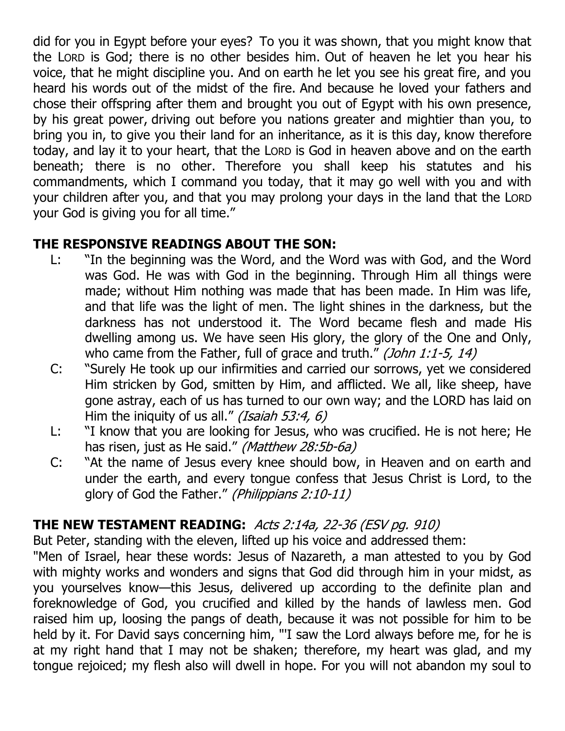did for you in Egypt before your eyes? To you it was shown, that you might know that the LORD is God; there is no other besides him. Out of heaven he let you hear his voice, that he might discipline you. And on earth he let you see his great fire, and you heard his words out of the midst of the fire. And because he loved your fathers and chose their offspring after them and brought you out of Egypt with his own presence, by his great power, driving out before you nations greater and mightier than you, to bring you in, to give you their land for an inheritance, as it is this day, know therefore today, and lay it to your heart, that the LORD is God in heaven above and on the earth beneath; there is no other. Therefore you shall keep his statutes and his commandments, which I command you today, that it may go well with you and with your children after you, and that you may prolong your days in the land that the LORD your God is giving you for all time."

**THE RESPONSIVE READINGS ABOUT THE SON:**

L: "In the beginning was the Word, and the Word was with God, and the Word was God. He was with God in the beginning. Through Him all things were made; without Him nothing was made that has been made. In Him was life, and that life was the light of men. The light shines in the darkness, but the darkness has not understood it. The Word became flesh and made His dwelling among us. We have seen His glory, the glory of the One and Only, who came from the Father, full of grace and truth." *(John 1:1-5, 14)*

C: "Surely He took up our infirmities and carried our sorrows, yet we considered Him stricken by God, smitten by Him, and afflicted. We all, like sheep, have gone astray, each of us has turned to our own way; and the LORD has laid on Him the iniquity of us all." *(Isaiah 53:4, 6)*

L: "I know that you are looking for Jesus, who was crucified. He is not here; He has risen, just as He said." *(Matthew 28:5b-6a)*

C: "At the name of Jesus every knee should bow, in Heaven and on earth and under the earth, and every tongue confess that Jesus Christ is Lord, to the glory of God the Father." *(Philippians 2:10-11)*

**THE NEW TESTAMENT READING:** *Acts 2:14a, 22-36 (ESV pg. 910)*

But Peter, standing with the eleven, lifted up his voice and addressed them:

"Men of Israel, hear these words: Jesus of Nazareth, a man attested to you by God with mighty works and wonders and signs that God did through him in your midst, as you yourselves know—this Jesus, delivered up according to the definite plan and foreknowledge of God, you crucified and killed by the hands of lawless men. God raised him up, loosing the pangs of death, because it was not possible for him to be held by it. For David says concerning him, "'I saw the Lord always before me, for he is at my right hand that I may not be shaken; therefore, my heart was glad, and my tongue rejoiced; my flesh also will dwell in hope. For you will not abandon my soul to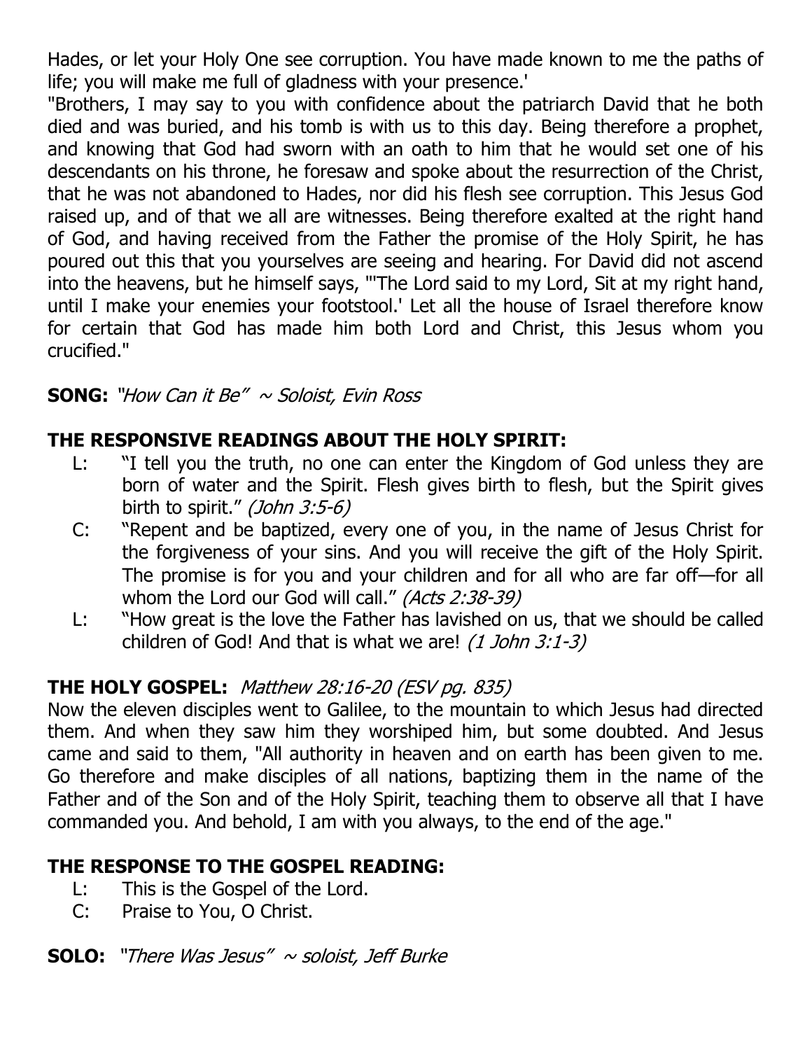Hades, or let your Holy One see corruption. You have made known to me the paths of life; you will make me full of gladness with your presence.'

"Brothers, I may say to you with confidence about the patriarch David that he both died and was buried, and his tomb is with us to this day. Being therefore a prophet, and knowing that God had sworn with an oath to him that he would set one of his descendants on his throne, he foresaw and spoke about the resurrection of the Christ, that he was not abandoned to Hades, nor did his flesh see corruption. This Jesus God raised up, and of that we all are witnesses. Being therefore exalted at the right hand of God, and having received from the Father the promise of the Holy Spirit, he has poured out this that you yourselves are seeing and hearing. For David did not ascend into the heavens, but he himself says, "'The Lord said to my Lord, Sit at my right hand, until I make your enemies your footstool.' Let all the house of Israel therefore know for certain that God has made him both Lord and Christ, this Jesus whom you crucified."

**SONG:** *"How Can it Be" ~ Soloist, Evin Ross*

**THE RESPONSIVE READINGS ABOUT THE HOLY SPIRIT:**

L: "I tell you the truth, no one can enter the Kingdom of God unless they are born of water and the Spirit. Flesh gives birth to flesh, but the Spirit gives birth to spirit." *(John 3:5-6)*

C: "Repent and be baptized, every one of you, in the name of Jesus Christ for the forgiveness of your sins. And you will receive the gift of the Holy Spirit. The promise is for you and your children and for all who are far off—for all whom the Lord our God will call." *(Acts 2:38-39)*

L: "How great is the love the Father has lavished on us, that we should be called children of God! And that is what we are! *(1 John 3:1-3)*

**THE HOLY GOSPEL:** *Matthew 28:16-20 (ESV pg. 835)*

Now the eleven disciples went to Galilee, to the mountain to which Jesus had directed them. And when they saw him they worshiped him, but some doubted. And Jesus came and said to them, "All authority in heaven and on earth has been given to me. Go therefore and make disciples of all nations, baptizing them in the name of the Father and of the Son and of the Holy Spirit, teaching them to observe all that I have commanded you. And behold, I am with you always, to the end of the age."

**THE RESPONSE TO THE GOSPEL READING:**

L: This is the Gospel of the Lord.

C: Praise to You, O Christ.

**SOLO:** *"There Was Jesus" ~ soloist, Jeff Burke*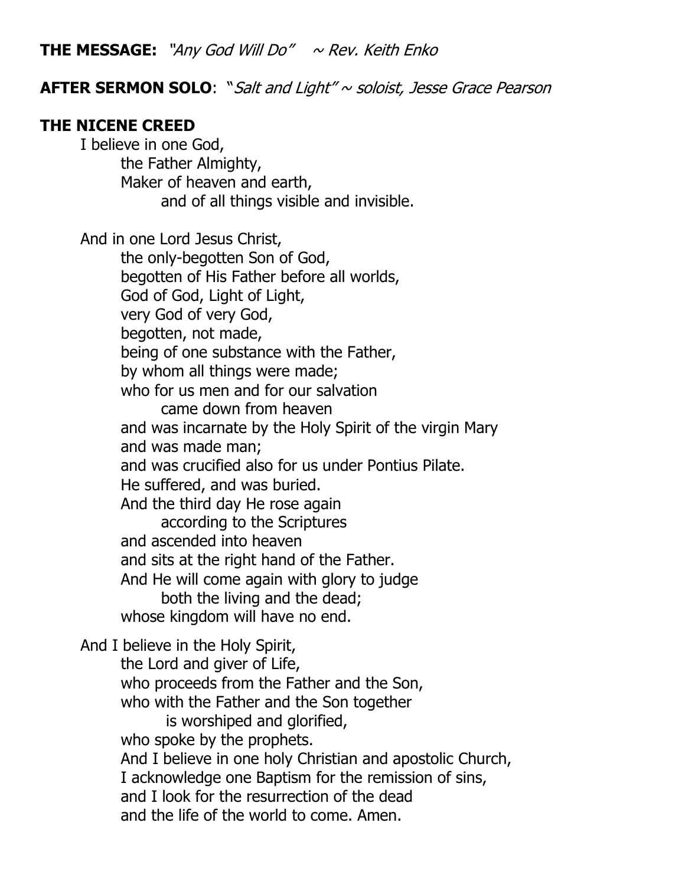**THE MESSAGE:** *"Any God Will Do"    ~ Rev. Keith Enko*

**AFTER SERMON SOLO**: *"Salt and Light" ~ soloist, Jesse Grace Pearson*

**THE NICENE CREED**

I believe in one God,
  the Father Almighty,
  Maker of heaven and earth,
    and of all things visible and invisible.

And in one Lord Jesus Christ,
  the only-begotten Son of God,
  begotten of His Father before all worlds,
  God of God, Light of Light,
  very God of very God,
  begotten, not made,
  being of one substance with the Father,
  by whom all things were made;
  who for us men and for our salvation
    came down from heaven
  and was incarnate by the Holy Spirit of the virgin Mary
  and was made man;
  and was crucified also for us under Pontius Pilate.
  He suffered, and was buried.
  And the third day He rose again
    according to the Scriptures
  and ascended into heaven
  and sits at the right hand of the Father.
  And He will come again with glory to judge
    both the living and the dead;
  whose kingdom will have no end.

And I believe in the Holy Spirit,
  the Lord and giver of Life,
  who proceeds from the Father and the Son,
  who with the Father and the Son together
    is worshiped and glorified,
  who spoke by the prophets.
  And I believe in one holy Christian and apostolic Church,
  I acknowledge one Baptism for the remission of sins,
  and I look for the resurrection of the dead
  and the life of the world to come. Amen.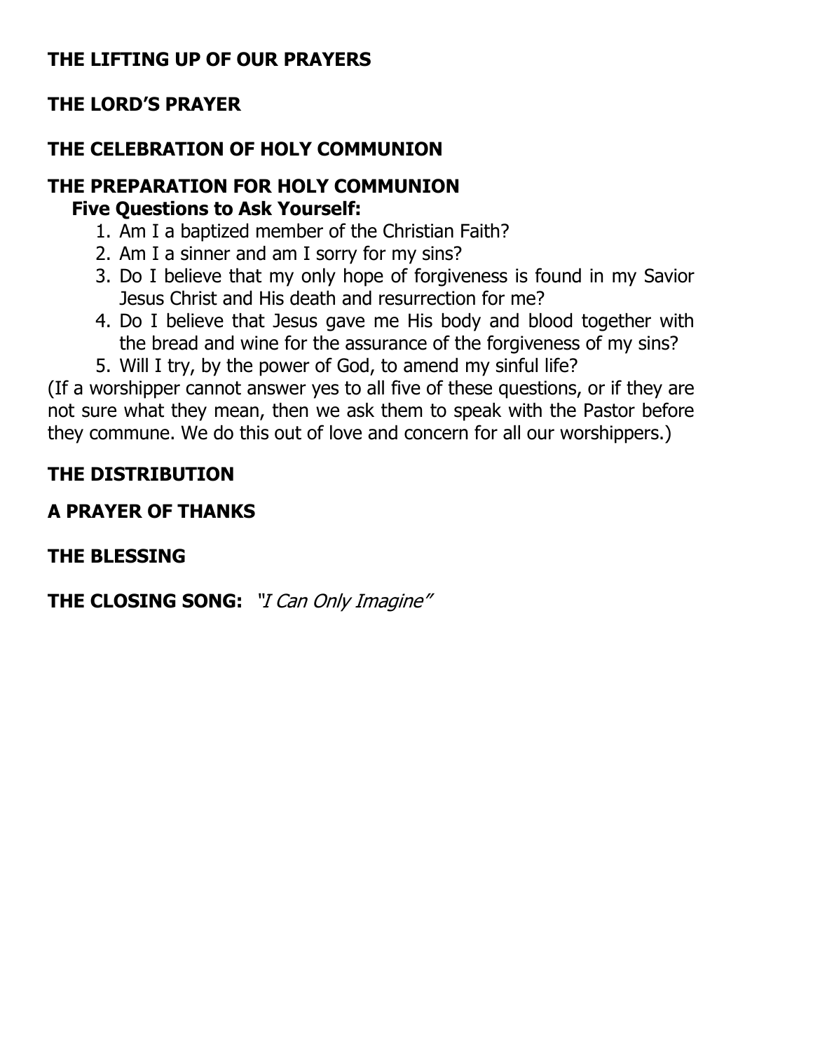**THE LIFTING UP OF OUR PRAYERS**

**THE LORD'S PRAYER**

**THE CELEBRATION OF HOLY COMMUNION**

**THE PREPARATION FOR HOLY COMMUNION**

**Five Questions to Ask Yourself:**

1. Am I a baptized member of the Christian Faith?
2. Am I a sinner and am I sorry for my sins?
3. Do I believe that my only hope of forgiveness is found in my Savior Jesus Christ and His death and resurrection for me?
4. Do I believe that Jesus gave me His body and blood together with the bread and wine for the assurance of the forgiveness of my sins?
5. Will I try, by the power of God, to amend my sinful life?

(If a worshipper cannot answer yes to all five of these questions, or if they are not sure what they mean, then we ask them to speak with the Pastor before they commune. We do this out of love and concern for all our worshippers.)

**THE DISTRIBUTION**

**A PRAYER OF THANKS**

**THE BLESSING**

**THE CLOSING SONG:** *"I Can Only Imagine"*